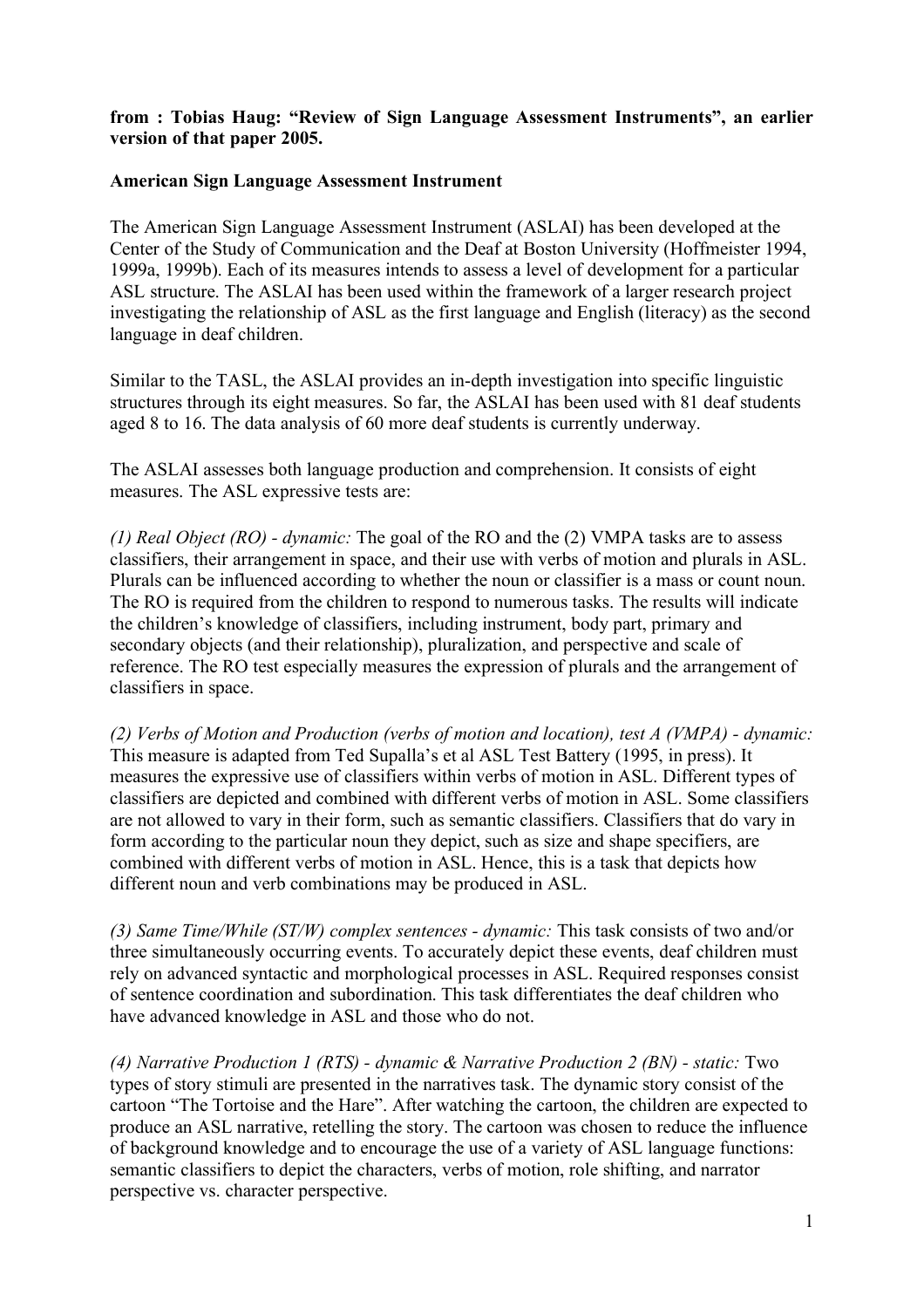**from : Tobias Haug: "Review of Sign Language Assessment Instruments", an earlier version of that paper 2005.**

**American Sign Language Assessment Instrument**

The American Sign Language Assessment Instrument (ASLAI) has been developed at the Center of the Study of Communication and the Deaf at Boston University (Hoffmeister 1994, 1999a, 1999b). Each of its measures intends to assess a level of development for a particular ASL structure. The ASLAI has been used within the framework of a larger research project investigating the relationship of ASL as the first language and English (literacy) as the second language in deaf children.

Similar to the TASL, the ASLAI provides an in-depth investigation into specific linguistic structures through its eight measures. So far, the ASLAI has been used with 81 deaf students aged 8 to 16. The data analysis of 60 more deaf students is currently underway.

The ASLAI assesses both language production and comprehension. It consists of eight measures. The ASL expressive tests are:

*(1) Real Object (RO) - dynamic:* The goal of the RO and the (2) VMPA tasks are to assess classifiers, their arrangement in space, and their use with verbs of motion and plurals in ASL. Plurals can be influenced according to whether the noun or classifier is a mass or count noun. The RO is required from the children to respond to numerous tasks. The results will indicate the children's knowledge of classifiers, including instrument, body part, primary and secondary objects (and their relationship), pluralization, and perspective and scale of reference. The RO test especially measures the expression of plurals and the arrangement of classifiers in space.

*(2) Verbs of Motion and Production (verbs of motion and location), test A (VMPA) - dynamic:* This measure is adapted from Ted Supalla's et al ASL Test Battery (1995, in press). It measures the expressive use of classifiers within verbs of motion in ASL. Different types of classifiers are depicted and combined with different verbs of motion in ASL. Some classifiers are not allowed to vary in their form, such as semantic classifiers. Classifiers that do vary in form according to the particular noun they depict, such as size and shape specifiers, are combined with different verbs of motion in ASL. Hence, this is a task that depicts how different noun and verb combinations may be produced in ASL.

*(3) Same Time/While (ST/W) complex sentences - dynamic:* This task consists of two and/or three simultaneously occurring events. To accurately depict these events, deaf children must rely on advanced syntactic and morphological processes in ASL. Required responses consist of sentence coordination and subordination. This task differentiates the deaf children who have advanced knowledge in ASL and those who do not.

*(4) Narrative Production 1 (RTS) - dynamic & Narrative Production 2 (BN) - static:* Two types of story stimuli are presented in the narratives task. The dynamic story consist of the cartoon "The Tortoise and the Hare". After watching the cartoon, the children are expected to produce an ASL narrative, retelling the story. The cartoon was chosen to reduce the influence of background knowledge and to encourage the use of a variety of ASL language functions: semantic classifiers to depict the characters, verbs of motion, role shifting, and narrator perspective vs. character perspective.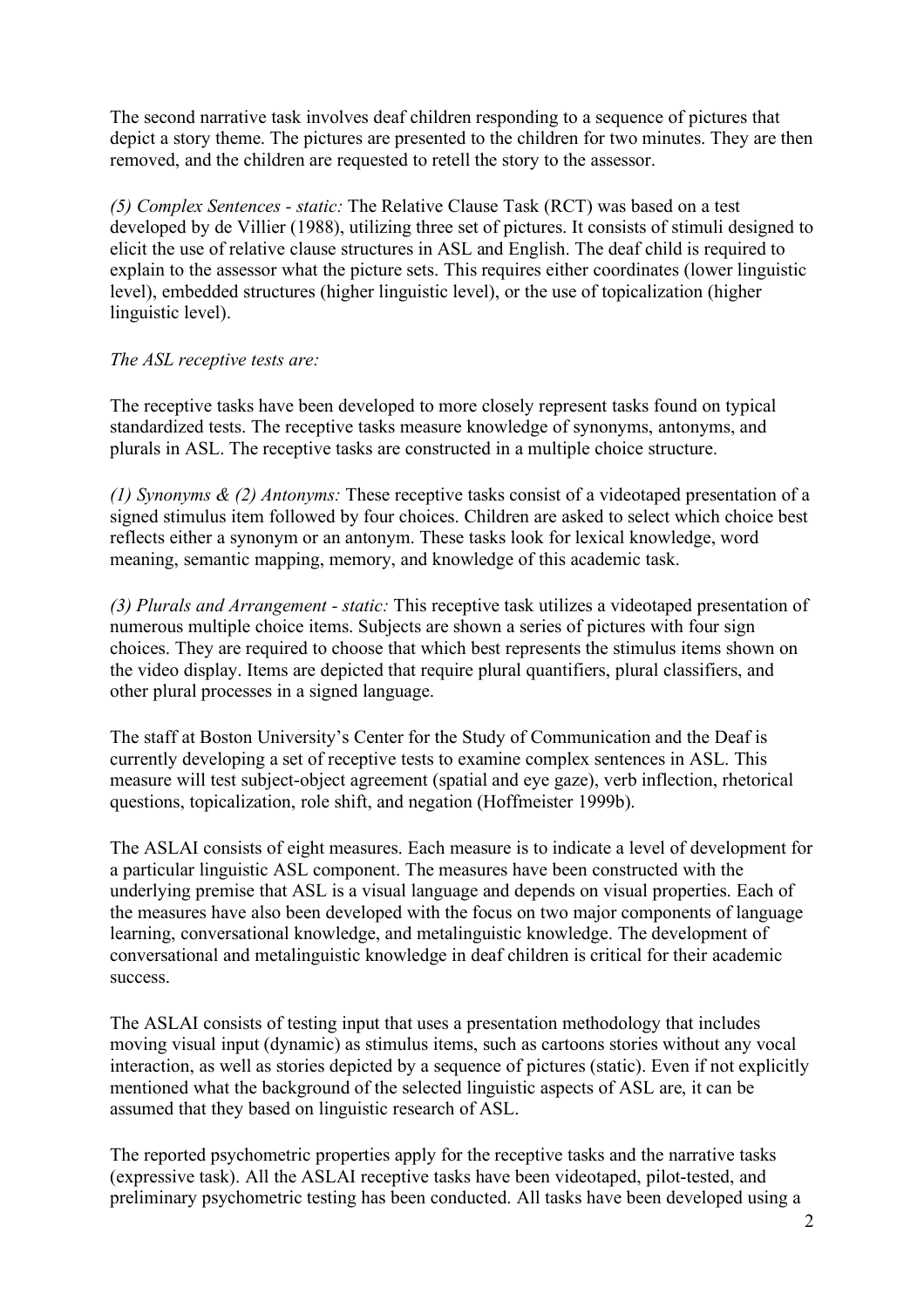The second narrative task involves deaf children responding to a sequence of pictures that depict a story theme. The pictures are presented to the children for two minutes. They are then removed, and the children are requested to retell the story to the assessor.

*(5) Complex Sentences - static:* The Relative Clause Task (RCT) was based on a test developed by de Villier (1988), utilizing three set of pictures. It consists of stimuli designed to elicit the use of relative clause structures in ASL and English. The deaf child is required to explain to the assessor what the picture sets. This requires either coordinates (lower linguistic level), embedded structures (higher linguistic level), or the use of topicalization (higher linguistic level).

*The ASL receptive tests are:*

The receptive tasks have been developed to more closely represent tasks found on typical standardized tests. The receptive tasks measure knowledge of synonyms, antonyms, and plurals in ASL. The receptive tasks are constructed in a multiple choice structure.

*(1) Synonyms & (2) Antonyms:* These receptive tasks consist of a videotaped presentation of a signed stimulus item followed by four choices. Children are asked to select which choice best reflects either a synonym or an antonym. These tasks look for lexical knowledge, word meaning, semantic mapping, memory, and knowledge of this academic task.

*(3) Plurals and Arrangement - static:* This receptive task utilizes a videotaped presentation of numerous multiple choice items. Subjects are shown a series of pictures with four sign choices. They are required to choose that which best represents the stimulus items shown on the video display. Items are depicted that require plural quantifiers, plural classifiers, and other plural processes in a signed language.

The staff at Boston University's Center for the Study of Communication and the Deaf is currently developing a set of receptive tests to examine complex sentences in ASL. This measure will test subject-object agreement (spatial and eye gaze), verb inflection, rhetorical questions, topicalization, role shift, and negation (Hoffmeister 1999b).

The ASLAI consists of eight measures. Each measure is to indicate a level of development for a particular linguistic ASL component. The measures have been constructed with the underlying premise that ASL is a visual language and depends on visual properties. Each of the measures have also been developed with the focus on two major components of language learning, conversational knowledge, and metalinguistic knowledge. The development of conversational and metalinguistic knowledge in deaf children is critical for their academic success.

The ASLAI consists of testing input that uses a presentation methodology that includes moving visual input (dynamic) as stimulus items, such as cartoons stories without any vocal interaction, as well as stories depicted by a sequence of pictures (static). Even if not explicitly mentioned what the background of the selected linguistic aspects of ASL are, it can be assumed that they based on linguistic research of ASL.

The reported psychometric properties apply for the receptive tasks and the narrative tasks (expressive task). All the ASLAI receptive tasks have been videotaped, pilot-tested, and preliminary psychometric testing has been conducted. All tasks have been developed using a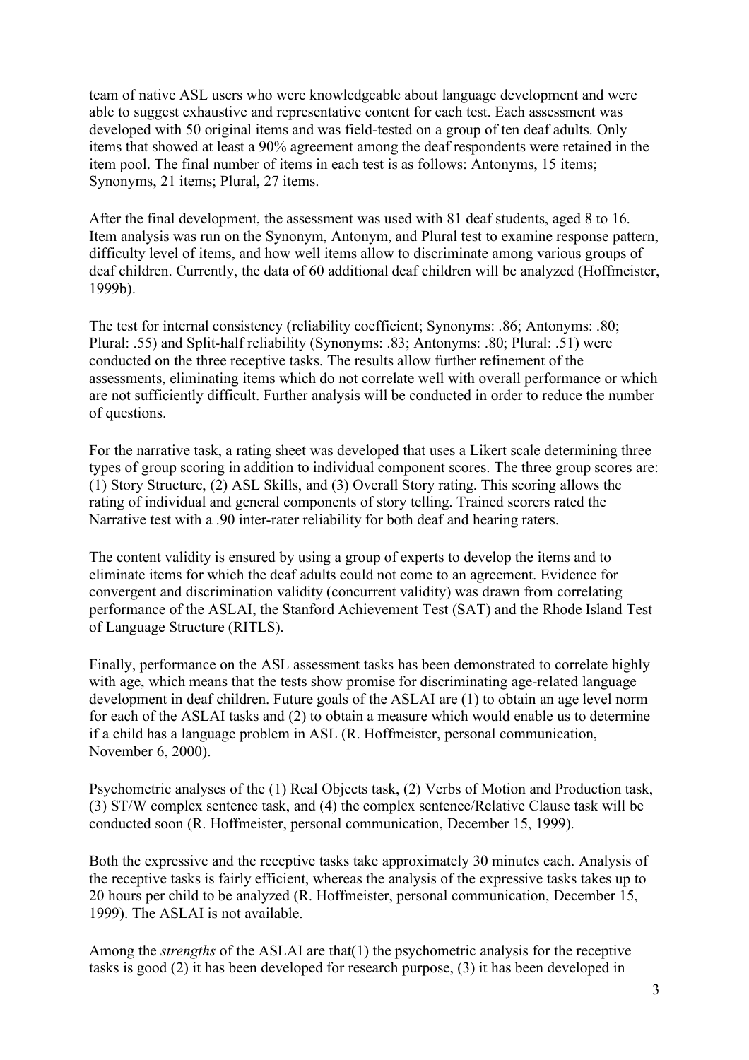team of native ASL users who were knowledgeable about language development and were able to suggest exhaustive and representative content for each test. Each assessment was developed with 50 original items and was field-tested on a group of ten deaf adults. Only items that showed at least a 90% agreement among the deaf respondents were retained in the item pool. The final number of items in each test is as follows: Antonyms, 15 items; Synonyms, 21 items; Plural, 27 items.

After the final development, the assessment was used with 81 deaf students, aged 8 to 16. Item analysis was run on the Synonym, Antonym, and Plural test to examine response pattern, difficulty level of items, and how well items allow to discriminate among various groups of deaf children. Currently, the data of 60 additional deaf children will be analyzed (Hoffmeister, 1999b).

The test for internal consistency (reliability coefficient; Synonyms: .86; Antonyms: .80; Plural: .55) and Split-half reliability (Synonyms: .83; Antonyms: .80; Plural: .51) were conducted on the three receptive tasks. The results allow further refinement of the assessments, eliminating items which do not correlate well with overall performance or which are not sufficiently difficult. Further analysis will be conducted in order to reduce the number of questions.

For the narrative task, a rating sheet was developed that uses a Likert scale determining three types of group scoring in addition to individual component scores. The three group scores are: (1) Story Structure, (2) ASL Skills, and (3) Overall Story rating. This scoring allows the rating of individual and general components of story telling. Trained scorers rated the Narrative test with a .90 inter-rater reliability for both deaf and hearing raters.

The content validity is ensured by using a group of experts to develop the items and to eliminate items for which the deaf adults could not come to an agreement. Evidence for convergent and discrimination validity (concurrent validity) was drawn from correlating performance of the ASLAI, the Stanford Achievement Test (SAT) and the Rhode Island Test of Language Structure (RITLS).

Finally, performance on the ASL assessment tasks has been demonstrated to correlate highly with age, which means that the tests show promise for discriminating age-related language development in deaf children. Future goals of the ASLAI are (1) to obtain an age level norm for each of the ASLAI tasks and (2) to obtain a measure which would enable us to determine if a child has a language problem in ASL (R. Hoffmeister, personal communication, November 6, 2000).

Psychometric analyses of the (1) Real Objects task, (2) Verbs of Motion and Production task, (3) ST/W complex sentence task, and (4) the complex sentence/Relative Clause task will be conducted soon (R. Hoffmeister, personal communication, December 15, 1999).

Both the expressive and the receptive tasks take approximately 30 minutes each. Analysis of the receptive tasks is fairly efficient, whereas the analysis of the expressive tasks takes up to 20 hours per child to be analyzed (R. Hoffmeister, personal communication, December 15, 1999). The ASLAI is not available.

Among the *strengths* of the ASLAI are that(1) the psychometric analysis for the receptive tasks is good (2) it has been developed for research purpose, (3) it has been developed in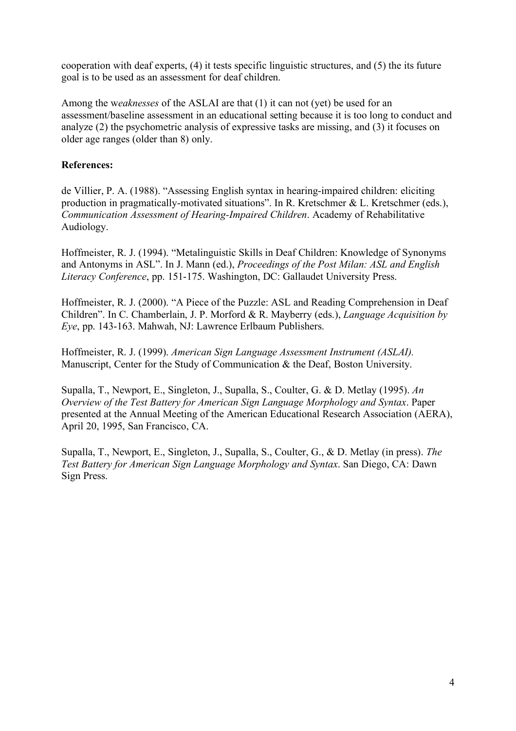cooperation with deaf experts, (4) it tests specific linguistic structures, and (5) the its future goal is to be used as an assessment for deaf children.

Among the w*eaknesses* of the ASLAI are that (1) it can not (yet) be used for an assessment/baseline assessment in an educational setting because it is too long to conduct and analyze (2) the psychometric analysis of expressive tasks are missing, and (3) it focuses on older age ranges (older than 8) only.

**References:**

de Villier, P. A. (1988). "Assessing English syntax in hearing-impaired children: eliciting production in pragmatically-motivated situations". In R. Kretschmer & L. Kretschmer (eds.), *Communication Assessment of Hearing-Impaired Children*. Academy of Rehabilitative Audiology.

Hoffmeister, R. J. (1994). "Metalinguistic Skills in Deaf Children: Knowledge of Synonyms and Antonyms in ASL". In J. Mann (ed.), *Proceedings of the Post Milan: ASL and English Literacy Conference*, pp. 151-175. Washington, DC: Gallaudet University Press.

Hoffmeister, R. J. (2000). "A Piece of the Puzzle: ASL and Reading Comprehension in Deaf Children". In C. Chamberlain, J. P. Morford & R. Mayberry (eds.), *Language Acquisition by Eye*, pp. 143-163. Mahwah, NJ: Lawrence Erlbaum Publishers.

Hoffmeister, R. J. (1999). *American Sign Language Assessment Instrument (ASLAI).* Manuscript, Center for the Study of Communication & the Deaf, Boston University.

Supalla, T., Newport, E., Singleton, J., Supalla, S., Coulter, G. & D. Metlay (1995). *An Overview of the Test Battery for American Sign Language Morphology and Syntax*. Paper presented at the Annual Meeting of the American Educational Research Association (AERA), April 20, 1995, San Francisco, CA.

Supalla, T., Newport, E., Singleton, J., Supalla, S., Coulter, G., & D. Metlay (in press). *The Test Battery for American Sign Language Morphology and Syntax*. San Diego, CA: Dawn Sign Press.